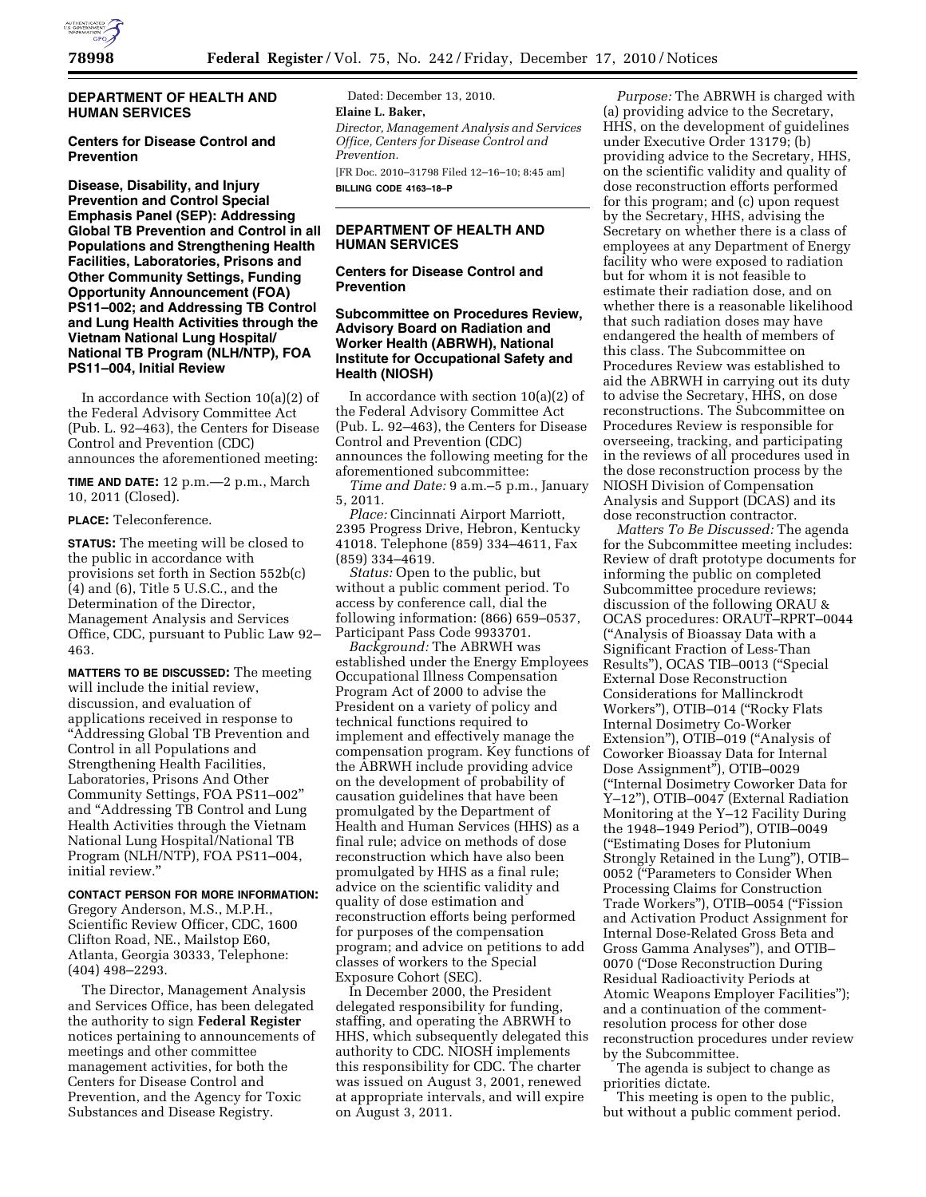## DEPARTMENT OF HEALTH AND HUMAN SERVICES

### Centers for Disease Control and Prevention

### Disease, Disability, and Injury Prevention and Control Special Emphasis Panel (SEP): Addressing Global TB Prevention and Control in all Populations and Strengthening Health Facilities, Laboratories, Prisons and Other Community Settings, Funding Opportunity Announcement (FOA) PS11–002; and Addressing TB Control and Lung Health Activities through the Vietnam National Lung Hospital/National TB Program (NLH/NTP), FOA PS11–004, Initial Review

In accordance with Section 10(a)(2) of the Federal Advisory Committee Act (Pub. L. 92–463), the Centers for Disease Control and Prevention (CDC) announces the aforementioned meeting:

**TIME AND DATE:** 12 p.m.—2 p.m., March 10, 2011 (Closed).

**PLACE:** Teleconference.

**STATUS:** The meeting will be closed to the public in accordance with provisions set forth in Section 552b(c) (4) and (6), Title 5 U.S.C., and the Determination of the Director, Management Analysis and Services Office, CDC, pursuant to Public Law 92–463.

**MATTERS TO BE DISCUSSED:** The meeting will include the initial review, discussion, and evaluation of applications received in response to "Addressing Global TB Prevention and Control in all Populations and Strengthening Health Facilities, Laboratories, Prisons And Other Community Settings, FOA PS11–002" and "Addressing TB Control and Lung Health Activities through the Vietnam National Lung Hospital/National TB Program (NLH/NTP), FOA PS11–004, initial review."

**CONTACT PERSON FOR MORE INFORMATION:** Gregory Anderson, M.S., M.P.H., Scientific Review Officer, CDC, 1600 Clifton Road, NE., Mailstop E60, Atlanta, Georgia 30333, Telephone: (404) 498–2293.

The Director, Management Analysis and Services Office, has been delegated the authority to sign **Federal Register** notices pertaining to announcements of meetings and other committee management activities, for both the Centers for Disease Control and Prevention, and the Agency for Toxic Substances and Disease Registry.

Dated: December 13, 2010.

**Elaine L. Baker,**

*Director, Management Analysis and Services Office, Centers for Disease Control and Prevention.*

[FR Doc. 2010–31798 Filed 12–16–10; 8:45 am]

**BILLING CODE 4163–18–P**

## DEPARTMENT OF HEALTH AND HUMAN SERVICES

### Centers for Disease Control and Prevention

### Subcommittee on Procedures Review, Advisory Board on Radiation and Worker Health (ABRWH), National Institute for Occupational Safety and Health (NIOSH)

In accordance with section 10(a)(2) of the Federal Advisory Committee Act (Pub. L. 92–463), the Centers for Disease Control and Prevention (CDC) announces the following meeting for the aforementioned subcommittee:

*Time and Date:* 9 a.m.–5 p.m., January 5, 2011.

*Place:* Cincinnati Airport Marriott, 2395 Progress Drive, Hebron, Kentucky 41018. Telephone (859) 334–4611, Fax (859) 334–4619.

*Status:* Open to the public, but without a public comment period. To access by conference call, dial the following information: (866) 659–0537, Participant Pass Code 9933701.

*Background:* The ABRWH was established under the Energy Employees Occupational Illness Compensation Program Act of 2000 to advise the President on a variety of policy and technical functions required to implement and effectively manage the compensation program. Key functions of the ABRWH include providing advice on the development of probability of causation guidelines that have been promulgated by the Department of Health and Human Services (HHS) as a final rule; advice on methods of dose reconstruction which have also been promulgated by HHS as a final rule; advice on the scientific validity and quality of dose estimation and reconstruction efforts being performed for purposes of the compensation program; and advice on petitions to add classes of workers to the Special Exposure Cohort (SEC).

In December 2000, the President delegated responsibility for funding, staffing, and operating the ABRWH to HHS, which subsequently delegated this authority to CDC. NIOSH implements this responsibility for CDC. The charter was issued on August 3, 2001, renewed at appropriate intervals, and will expire on August 3, 2011.

*Purpose:* The ABRWH is charged with (a) providing advice to the Secretary, HHS, on the development of guidelines under Executive Order 13179; (b) providing advice to the Secretary, HHS, on the scientific validity and quality of dose reconstruction efforts performed for this program; and (c) upon request by the Secretary, HHS, advising the Secretary on whether there is a class of employees at any Department of Energy facility who were exposed to radiation but for whom it is not feasible to estimate their radiation dose, and on whether there is a reasonable likelihood that such radiation doses may have endangered the health of members of this class. The Subcommittee on Procedures Review was established to aid the ABRWH in carrying out its duty to advise the Secretary, HHS, on dose reconstructions. The Subcommittee on Procedures Review is responsible for overseeing, tracking, and participating in the reviews of all procedures used in the dose reconstruction process by the NIOSH Division of Compensation Analysis and Support (DCAS) and its dose reconstruction contractor.

*Matters To Be Discussed:* The agenda for the Subcommittee meeting includes: Review of draft prototype documents for informing the public on completed Subcommittee procedure reviews; discussion of the following ORAU & OCAS procedures: ORAUT–RPRT–0044 ("Analysis of Bioassay Data with a Significant Fraction of Less-Than Results"), OCAS TIB–0013 ("Special External Dose Reconstruction Considerations for Mallinckrodt Workers"), OTIB–014 ("Rocky Flats Internal Dosimetry Co-Worker Extension"), OTIB–019 ("Analysis of Coworker Bioassay Data for Internal Dose Assignment"), OTIB–0029 ("Internal Dosimetry Coworker Data for Y–12"), OTIB–0047 (External Radiation Monitoring at the Y–12 Facility During the 1948–1949 Period"), OTIB–0049 ("Estimating Doses for Plutonium Strongly Retained in the Lung"), OTIB–0052 ("Parameters to Consider When Processing Claims for Construction Trade Workers"), OTIB–0054 ("Fission and Activation Product Assignment for Internal Dose-Related Gross Beta and Gross Gamma Analyses"), and OTIB–0070 ("Dose Reconstruction During Residual Radioactivity Periods at Atomic Weapons Employer Facilities"); and a continuation of the comment-resolution process for other dose reconstruction procedures under review by the Subcommittee.

The agenda is subject to change as priorities dictate.

This meeting is open to the public, but without a public comment period.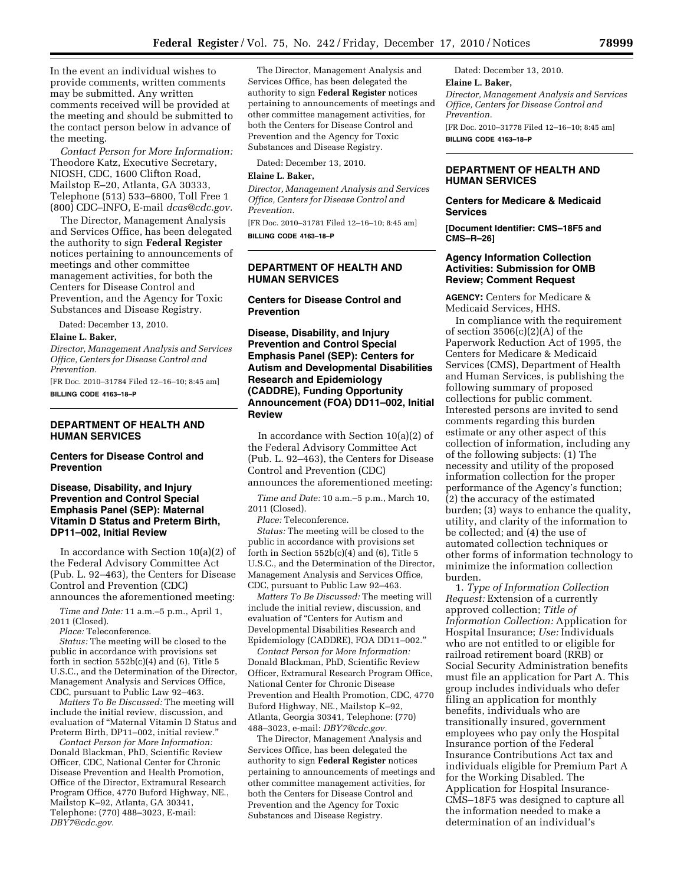In the event an individual wishes to provide comments, written comments may be submitted. Any written comments received will be provided at the meeting and should be submitted to the contact person below in advance of the meeting.

*Contact Person for More Information:* Theodore Katz, Executive Secretary, NIOSH, CDC, 1600 Clifton Road, Mailstop E–20, Atlanta, GA 30333, Telephone (513) 533–6800, Toll Free 1 (800) CDC–INFO, E-mail *dcas@cdc.gov.*

The Director, Management Analysis and Services Office, has been delegated the authority to sign **Federal Register** notices pertaining to announcements of meetings and other committee management activities, for both the Centers for Disease Control and Prevention, and the Agency for Toxic Substances and Disease Registry.

Dated: December 13, 2010.

**Elaine L. Baker,**

*Director, Management Analysis and Services Office, Centers for Disease Control and Prevention.*

[FR Doc. 2010–31784 Filed 12–16–10; 8:45 am]

**BILLING CODE 4163–18–P**

## DEPARTMENT OF HEALTH AND HUMAN SERVICES

### Centers for Disease Control and Prevention

### Disease, Disability, and Injury Prevention and Control Special Emphasis Panel (SEP): Maternal Vitamin D Status and Preterm Birth, DP11–002, Initial Review

In accordance with Section 10(a)(2) of the Federal Advisory Committee Act (Pub. L. 92–463), the Centers for Disease Control and Prevention (CDC) announces the aforementioned meeting:

*Time and Date:* 11 a.m.–5 p.m., April 1, 2011 (Closed).

*Place:* Teleconference.

*Status:* The meeting will be closed to the public in accordance with provisions set forth in section 552b(c)(4) and (6), Title 5 U.S.C., and the Determination of the Director, Management Analysis and Services Office, CDC, pursuant to Public Law 92–463.

*Matters To Be Discussed:* The meeting will include the initial review, discussion, and evaluation of "Maternal Vitamin D Status and Preterm Birth, DP11–002, initial review."

*Contact Person for More Information:* Donald Blackman, PhD, Scientific Review Officer, CDC, National Center for Chronic Disease Prevention and Health Promotion, Office of the Director, Extramural Research Program Office, 4770 Buford Highway, NE., Mailstop K–92, Atlanta, GA 30341, Telephone: (770) 488–3023, E-mail: *DBY7@cdc.gov.*

The Director, Management Analysis and Services Office, has been delegated the authority to sign **Federal Register** notices pertaining to announcements of meetings and other committee management activities, for both the Centers for Disease Control and Prevention and the Agency for Toxic Substances and Disease Registry.

Dated: December 13, 2010.

**Elaine L. Baker,**

*Director, Management Analysis and Services Office, Centers for Disease Control and Prevention.*

[FR Doc. 2010–31781 Filed 12–16–10; 8:45 am]

**BILLING CODE 4163–18–P**

## DEPARTMENT OF HEALTH AND HUMAN SERVICES

### Centers for Disease Control and Prevention

### Disease, Disability, and Injury Prevention and Control Special Emphasis Panel (SEP): Centers for Autism and Developmental Disabilities Research and Epidemiology (CADDRE), Funding Opportunity Announcement (FOA) DD11–002, Initial Review

In accordance with Section 10(a)(2) of the Federal Advisory Committee Act (Pub. L. 92–463), the Centers for Disease Control and Prevention (CDC) announces the aforementioned meeting:

*Time and Date:* 10 a.m.–5 p.m., March 10, 2011 (Closed).

*Place:* Teleconference.

*Status:* The meeting will be closed to the public in accordance with provisions set forth in Section 552b(c)(4) and (6), Title 5 U.S.C., and the Determination of the Director, Management Analysis and Services Office, CDC, pursuant to Public Law 92–463.

*Matters To Be Discussed:* The meeting will include the initial review, discussion, and evaluation of "Centers for Autism and Developmental Disabilities Research and Epidemiology (CADDRE), FOA DD11–002."

*Contact Person for More Information:* Donald Blackman, PhD, Scientific Review Officer, Extramural Research Program Office, National Center for Chronic Disease Prevention and Health Promotion, CDC, 4770 Buford Highway, NE., Mailstop K–92, Atlanta, Georgia 30341, Telephone: (770) 488–3023, e-mail: *DBY7@cdc.gov.*

The Director, Management Analysis and Services Office, has been delegated the authority to sign **Federal Register** notices pertaining to announcements of meetings and other committee management activities, for both the Centers for Disease Control and Prevention and the Agency for Toxic Substances and Disease Registry.

Dated: December 13, 2010.

**Elaine L. Baker,**

*Director, Management Analysis and Services Office, Centers for Disease Control and Prevention.*

[FR Doc. 2010–31778 Filed 12–16–10; 8:45 am]

**BILLING CODE 4163–18–P**

## DEPARTMENT OF HEALTH AND HUMAN SERVICES

### Centers for Medicare & Medicaid Services

**[Document Identifier: CMS–18F5 and CMS–R–26]**

### Agency Information Collection Activities: Submission for OMB Review; Comment Request

**AGENCY:** Centers for Medicare & Medicaid Services, HHS.

In compliance with the requirement of section 3506(c)(2)(A) of the Paperwork Reduction Act of 1995, the Centers for Medicare & Medicaid Services (CMS), Department of Health and Human Services, is publishing the following summary of proposed collections for public comment. Interested persons are invited to send comments regarding this burden estimate or any other aspect of this collection of information, including any of the following subjects: (1) The necessity and utility of the proposed information collection for the proper performance of the Agency's function; (2) the accuracy of the estimated burden; (3) ways to enhance the quality, utility, and clarity of the information to be collected; and (4) the use of automated collection techniques or other forms of information technology to minimize the information collection burden.

1. *Type of Information Collection Request:* Extension of a currently approved collection; *Title of Information Collection:* Application for Hospital Insurance; *Use:* Individuals who are not entitled to or eligible for railroad retirement board (RRB) or Social Security Administration benefits must file an application for Part A. This group includes individuals who defer filing an application for monthly benefits, individuals who are transitionally insured, government employees who pay only the Hospital Insurance portion of the Federal Insurance Contributions Act tax and individuals eligible for Premium Part A for the Working Disabled. The Application for Hospital Insurance-CMS–18F5 was designed to capture all the information needed to make a determination of an individual's